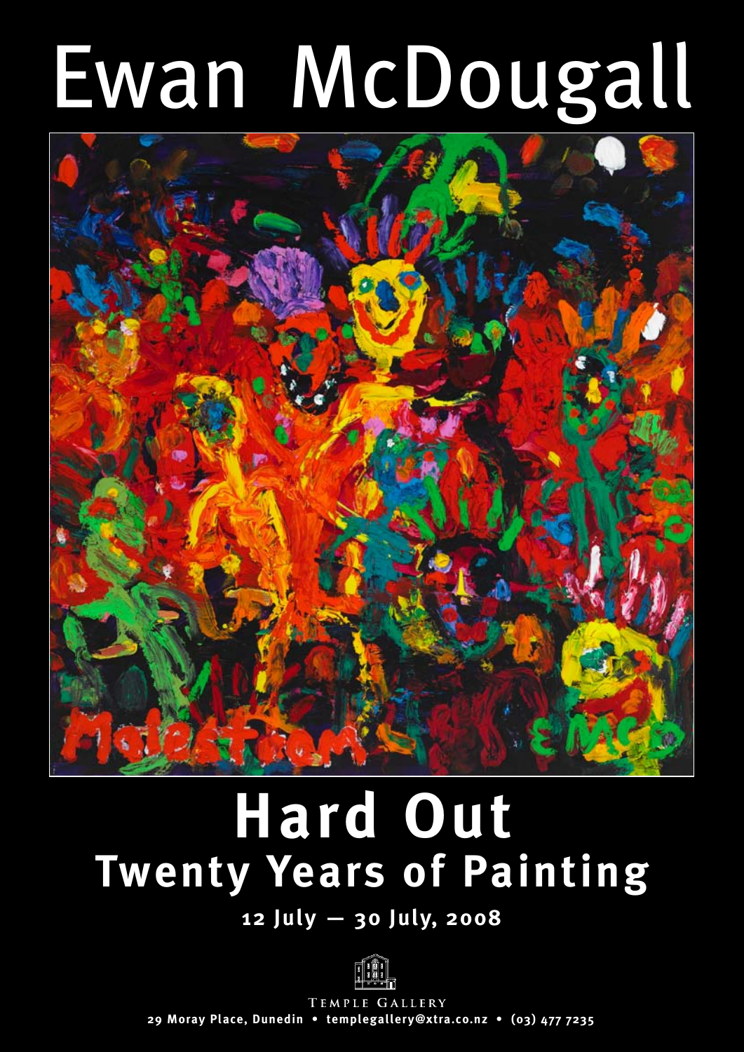# Ewan McDougall

## Hard Out
## Twenty Years of Painting

**12 July — 30 July, 2008**

TEMPLE GALLERY

**29 Moray Place, Dunedin • templegallery@xtra.co.nz • (03) 477 7235**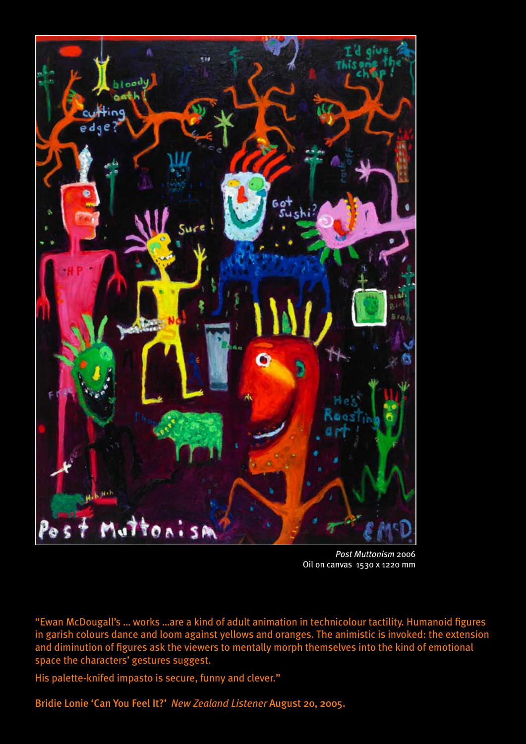*Post Muttonism* 2006
Oil on canvas 1530 x 1220 mm

"Ewan McDougall's ... works ...are a kind of adult animation in technicolour tactility. Humanoid figures in garish colours dance and loom against yellows and oranges. The animistic is invoked: the extension and diminution of figures ask the viewers to mentally morph themselves into the kind of emotional space the characters' gestures suggest.

His palette-knifed impasto is secure, funny and clever."

Bridie Lonie 'Can You Feel It?' *New Zealand Listener* August 20, 2005.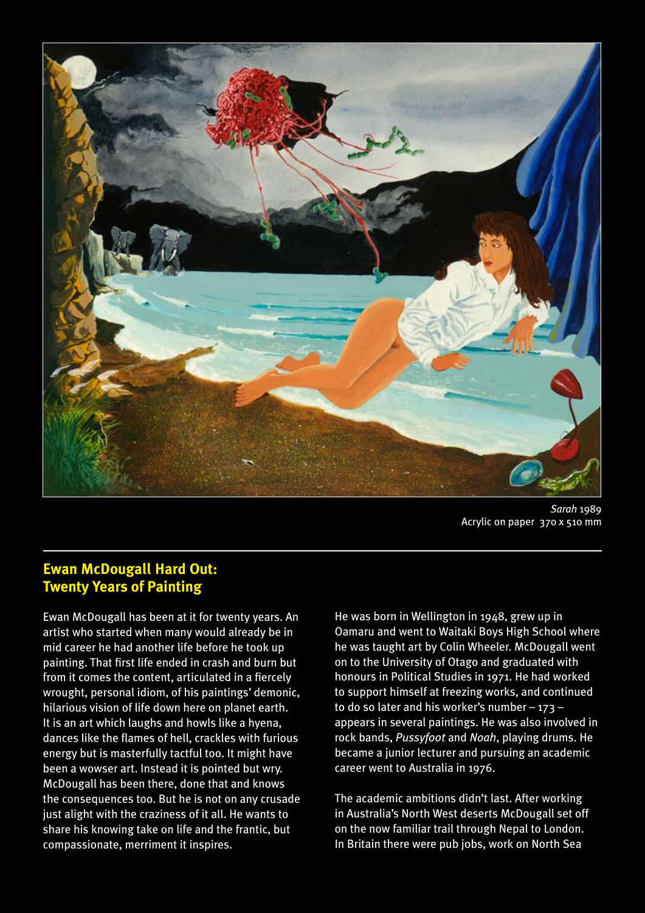*Sarah* 1989
Acrylic on paper 370 x 510 mm

## Ewan McDougall Hard Out: Twenty Years of Painting

Ewan McDougall has been at it for twenty years. An artist who started when many would already be in mid career he had another life before he took up painting. That first life ended in crash and burn but from it comes the content, articulated in a fiercely wrought, personal idiom, of his paintings' demonic, hilarious vision of life down here on planet earth. It is an art which laughs and howls like a hyena, dances like the flames of hell, crackles with furious energy but is masterfully tactful too. It might have been a wowser art. Instead it is pointed but wry. McDougall has been there, done that and knows the consequences too. But he is not on any crusade just alight with the craziness of it all. He wants to share his knowing take on life and the frantic, but compassionate, merriment it inspires.

He was born in Wellington in 1948, grew up in Oamaru and went to Waitaki Boys High School where he was taught art by Colin Wheeler. McDougall went on to the University of Otago and graduated with honours in Political Studies in 1971. He had worked to support himself at freezing works, and continued to do so later and his worker's number – 173 – appears in several paintings. He was also involved in rock bands, *Pussyfoot* and *Noah*, playing drums. He became a junior lecturer and pursuing an academic career went to Australia in 1976.

The academic ambitions didn't last. After working in Australia's North West deserts McDougall set off on the now familiar trail through Nepal to London. In Britain there were pub jobs, work on North Sea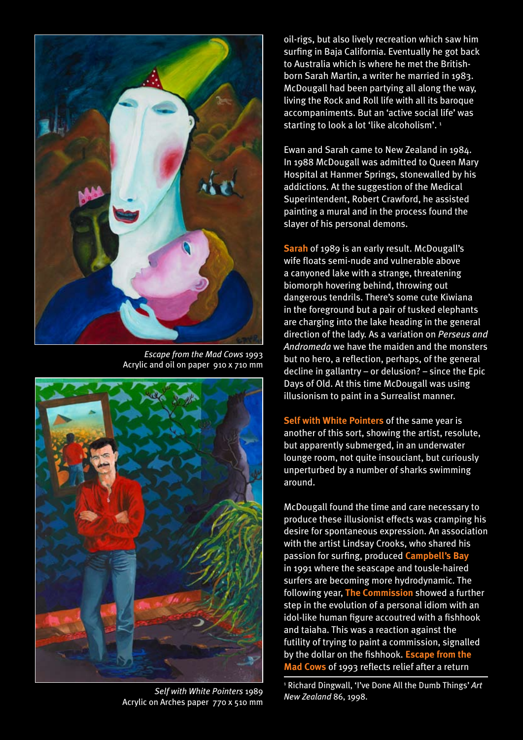*Escape from the Mad Cows* 1993
Acrylic and oil on paper 910 x 710 mm

*Self with White Pointers* 1989
Acrylic on Arches paper 770 x 510 mm

oil-rigs, but also lively recreation which saw him surfing in Baja California. Eventually he got back to Australia which is where he met the British-born Sarah Martin, a writer he married in 1983. McDougall had been partying all along the way, living the Rock and Roll life with all its baroque accompaniments. But an 'active social life' was starting to look a lot 'like alcoholism'.[1]

Ewan and Sarah came to New Zealand in 1984. In 1988 McDougall was admitted to Queen Mary Hospital at Hanmer Springs, stonewalled by his addictions. At the suggestion of the Medical Superintendent, Robert Crawford, he assisted painting a mural and in the process found the slayer of his personal demons.

**Sarah** of 1989 is an early result. McDougall's wife floats semi-nude and vulnerable above a canyoned lake with a strange, threatening biomorph hovering behind, throwing out dangerous tendrils. There's some cute Kiwiana in the foreground but a pair of tusked elephants are charging into the lake heading in the general direction of the lady. As a variation on *Perseus and Andromeda* we have the maiden and the monsters but no hero, a reflection, perhaps, of the general decline in gallantry – or delusion? – since the Epic Days of Old. At this time McDougall was using illusionism to paint in a Surrealist manner.

**Self with White Pointers** of the same year is another of this sort, showing the artist, resolute, but apparently submerged, in an underwater lounge room, not quite insouciant, but curiously unperturbed by a number of sharks swimming around.

McDougall found the time and care necessary to produce these illusionist effects was cramping his desire for spontaneous expression. An association with the artist Lindsay Crooks, who shared his passion for surfing, produced **Campbell's Bay** in 1991 where the seascape and tousle-haired surfers are becoming more hydrodynamic. The following year, **The Commission** showed a further step in the evolution of a personal idiom with an idol-like human figure accoutred with a fishhook and taiaha. This was a reaction against the futility of trying to paint a commission, signalled by the dollar on the fishhook. **Escape from the Mad Cows** of 1993 reflects relief after a return

[1] Richard Dingwall, 'I've Done All the Dumb Things' *Art New Zealand* 86, 1998.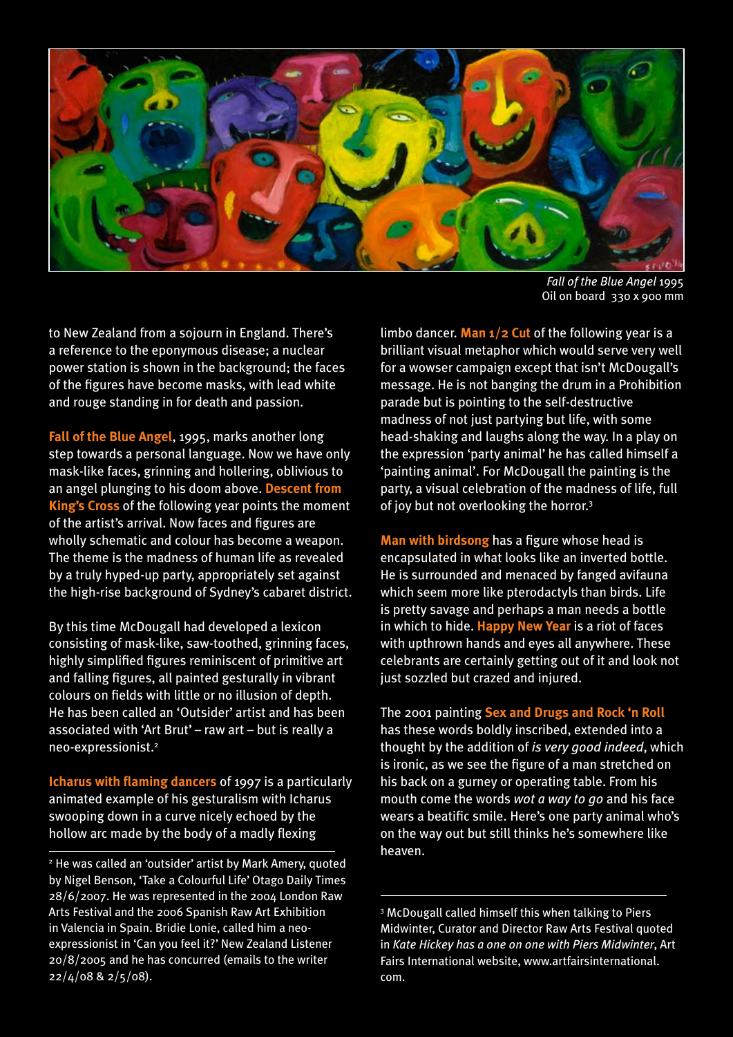*Fall of the Blue Angel* 1995
Oil on board 330 x 900 mm

to New Zealand from a sojourn in England. There's a reference to the eponymous disease; a nuclear power station is shown in the background; the faces of the figures have become masks, with lead white and rouge standing in for death and passion.

**Fall of the Blue Angel**, 1995, marks another long step towards a personal language. Now we have only mask-like faces, grinning and hollering, oblivious to an angel plunging to his doom above. **Descent from King's Cross** of the following year points the moment of the artist's arrival. Now faces and figures are wholly schematic and colour has become a weapon. The theme is the madness of human life as revealed by a truly hyped-up party, appropriately set against the high-rise background of Sydney's cabaret district.

By this time McDougall had developed a lexicon consisting of mask-like, saw-toothed, grinning faces, highly simplified figures reminiscent of primitive art and falling figures, all painted gesturally in vibrant colours on fields with little or no illusion of depth. He has been called an 'Outsider' artist and has been associated with 'Art Brut' – raw art – but is really a neo-expressionist.[2]

**Icharus with flaming dancers** of 1997 is a particularly animated example of his gesturalism with Icharus swooping down in a curve nicely echoed by the hollow arc made by the body of a madly flexing limbo dancer. **Man 1/2 Cut** of the following year is a brilliant visual metaphor which would serve very well for a wowser campaign except that isn't McDougall's message. He is not banging the drum in a Prohibition parade but is pointing to the self-destructive madness of not just partying but life, with some head-shaking and laughs along the way. In a play on the expression 'party animal' he has called himself a 'painting animal'. For McDougall the painting is the party, a visual celebration of the madness of life, full of joy but not overlooking the horror.[3]

**Man with birdsong** has a figure whose head is encapsulated in what looks like an inverted bottle. He is surrounded and menaced by fanged avifauna which seem more like pterodactyls than birds. Life is pretty savage and perhaps a man needs a bottle in which to hide. **Happy New Year** is a riot of faces with upthrown hands and eyes all anywhere. These celebrants are certainly getting out of it and look not just sozzled but crazed and injured.

The 2001 painting **Sex and Drugs and Rock 'n Roll** has these words boldly inscribed, extended into a thought by the addition of *is very good indeed*, which is ironic, as we see the figure of a man stretched on his back on a gurney or operating table. From his mouth come the words *wot a way to go* and his face wears a beatific smile. Here's one party animal who's on the way out but still thinks he's somewhere like heaven.

---

[2] He was called an 'outsider' artist by Mark Amery, quoted by Nigel Benson, 'Take a Colourful Life' Otago Daily Times 28/6/2007. He was represented in the 2004 London Raw Arts Festival and the 2006 Spanish Raw Art Exhibition in Valencia in Spain. Bridie Lonie, called him a neo-expressionist in 'Can you feel it?' New Zealand Listener 20/8/2005 and he has concurred (emails to the writer 22/4/08 & 2/5/08).

[3] McDougall called himself this when talking to Piers Midwinter, Curator and Director Raw Arts Festival quoted in *Kate Hickey has a one on one with Piers Midwinter*, Art Fairs International website, www.artfairsinternational.com.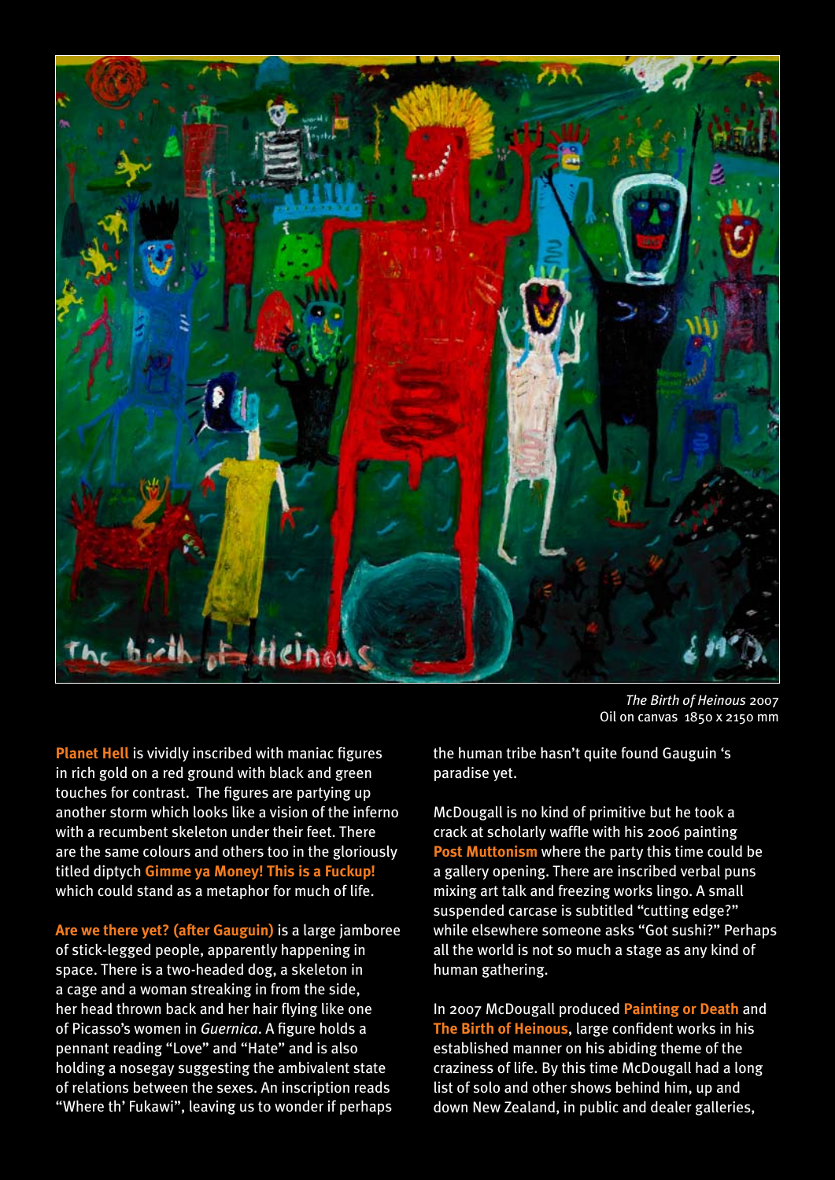*The Birth of Heinous* 2007
Oil on canvas 1850 x 2150 mm

**Planet Hell** is vividly inscribed with maniac figures in rich gold on a red ground with black and green touches for contrast. The figures are partying up another storm which looks like a vision of the inferno with a recumbent skeleton under their feet. There are the same colours and others too in the gloriously titled diptych **Gimme ya Money! This is a Fuckup!** which could stand as a metaphor for much of life.

**Are we there yet? (after Gauguin)** is a large jamboree of stick-legged people, apparently happening in space. There is a two-headed dog, a skeleton in a cage and a woman streaking in from the side, her head thrown back and her hair flying like one of Picasso's women in *Guernica*. A figure holds a pennant reading "Love" and "Hate" and is also holding a nosegay suggesting the ambivalent state of relations between the sexes. An inscription reads "Where th' Fukawi", leaving us to wonder if perhaps the human tribe hasn't quite found Gauguin 's paradise yet.

McDougall is no kind of primitive but he took a crack at scholarly waffle with his 2006 painting **Post Muttonism** where the party this time could be a gallery opening. There are inscribed verbal puns mixing art talk and freezing works lingo. A small suspended carcase is subtitled "cutting edge?" while elsewhere someone asks "Got sushi?" Perhaps all the world is not so much a stage as any kind of human gathering.

In 2007 McDougall produced **Painting or Death** and **The Birth of Heinous**, large confident works in his established manner on his abiding theme of the craziness of life. By this time McDougall had a long list of solo and other shows behind him, up and down New Zealand, in public and dealer galleries,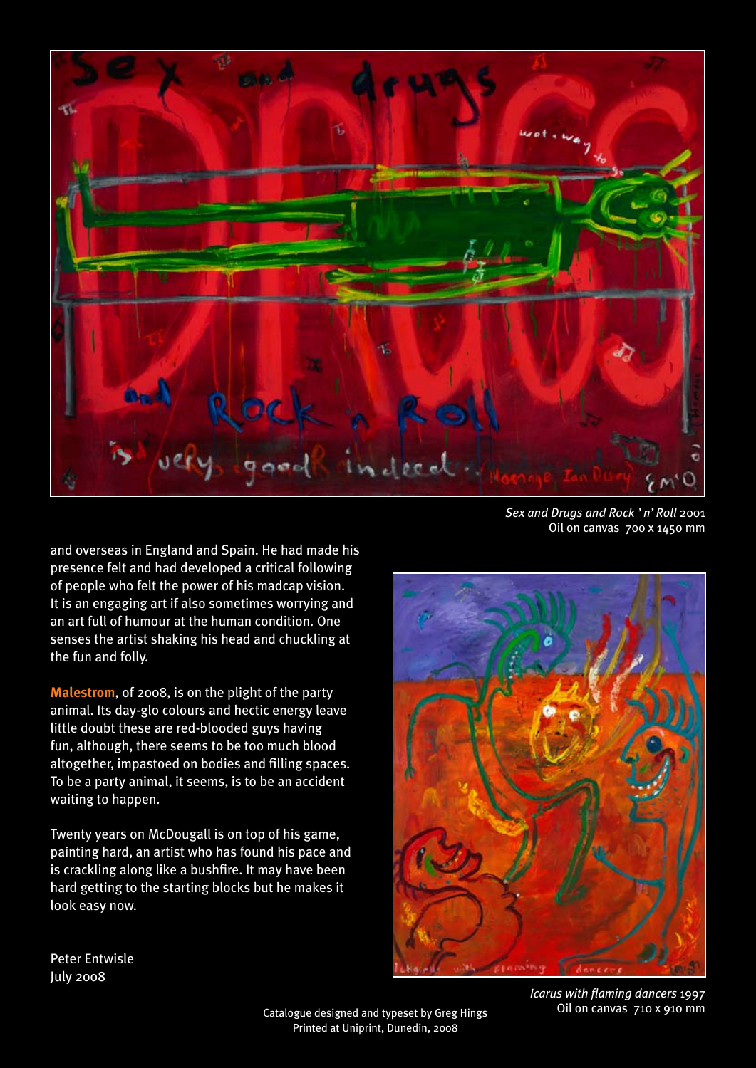*Sex and Drugs and Rock ' n' Roll* 2001
Oil on canvas 700 x 1450 mm

and overseas in England and Spain. He had made his presence felt and had developed a critical following of people who felt the power of his madcap vision. It is an engaging art if also sometimes worrying and an art full of humour at the human condition. One senses the artist shaking his head and chuckling at the fun and folly.

**Malestrom**, of 2008, is on the plight of the party animal. Its day-glo colours and hectic energy leave little doubt these are red-blooded guys having fun, although, there seems to be too much blood altogether, impastoed on bodies and filling spaces. To be a party animal, it seems, is to be an accident waiting to happen.

Twenty years on McDougall is on top of his game, painting hard, an artist who has found his pace and is crackling along like a bushfire. It may have been hard getting to the starting blocks but he makes it look easy now.

Peter Entwisle
July 2008

*Icarus with flaming dancers* 1997
Oil on canvas 710 x 910 mm

Catalogue designed and typeset by Greg Hings
Printed at Uniprint, Dunedin, 2008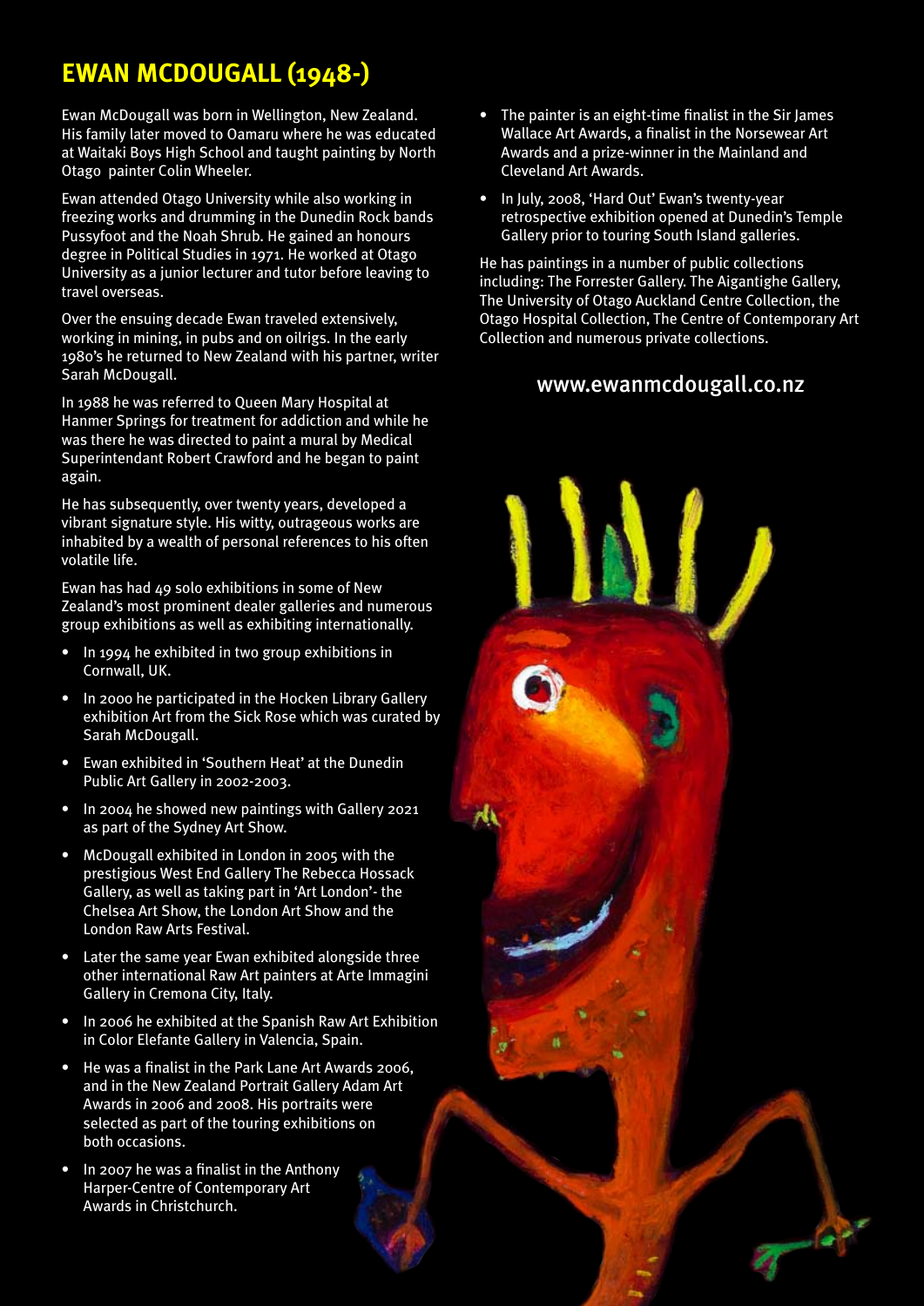# EWAN MCDOUGALL (1948-)

Ewan McDougall was born in Wellington, New Zealand. His family later moved to Oamaru where he was educated at Waitaki Boys High School and taught painting by North Otago painter Colin Wheeler.

Ewan attended Otago University while also working in freezing works and drumming in the Dunedin Rock bands Pussyfoot and the Noah Shrub. He gained an honours degree in Political Studies in 1971. He worked at Otago University as a junior lecturer and tutor before leaving to travel overseas.

Over the ensuing decade Ewan traveled extensively, working in mining, in pubs and on oilrigs. In the early 1980's he returned to New Zealand with his partner, writer Sarah McDougall.

In 1988 he was referred to Queen Mary Hospital at Hanmer Springs for treatment for addiction and while he was there he was directed to paint a mural by Medical Superintendant Robert Crawford and he began to paint again.

He has subsequently, over twenty years, developed a vibrant signature style. His witty, outrageous works are inhabited by a wealth of personal references to his often volatile life.

Ewan has had 49 solo exhibitions in some of New Zealand's most prominent dealer galleries and numerous group exhibitions as well as exhibiting internationally.

- In 1994 he exhibited in two group exhibitions in Cornwall, UK.
- In 2000 he participated in the Hocken Library Gallery exhibition Art from the Sick Rose which was curated by Sarah McDougall.
- Ewan exhibited in 'Southern Heat' at the Dunedin Public Art Gallery in 2002-2003.
- In 2004 he showed new paintings with Gallery 2021 as part of the Sydney Art Show.
- McDougall exhibited in London in 2005 with the prestigious West End Gallery The Rebecca Hossack Gallery, as well as taking part in 'Art London'- the Chelsea Art Show, the London Art Show and the London Raw Arts Festival.
- Later the same year Ewan exhibited alongside three other international Raw Art painters at Arte Immagini Gallery in Cremona City, Italy.
- In 2006 he exhibited at the Spanish Raw Art Exhibition in Color Elefante Gallery in Valencia, Spain.
- He was a finalist in the Park Lane Art Awards 2006, and in the New Zealand Portrait Gallery Adam Art Awards in 2006 and 2008. His portraits were selected as part of the touring exhibitions on both occasions.
- In 2007 he was a finalist in the Anthony Harper-Centre of Contemporary Art Awards in Christchurch.
- The painter is an eight-time finalist in the Sir James Wallace Art Awards, a finalist in the Norsewear Art Awards and a prize-winner in the Mainland and Cleveland Art Awards.
- In July, 2008, 'Hard Out' Ewan's twenty-year retrospective exhibition opened at Dunedin's Temple Gallery prior to touring South Island galleries.

He has paintings in a number of public collections including: The Forrester Gallery. The Aigantighe Gallery, The University of Otago Auckland Centre Collection, the Otago Hospital Collection, The Centre of Contemporary Art Collection and numerous private collections.

www.ewanmcdougall.co.nz